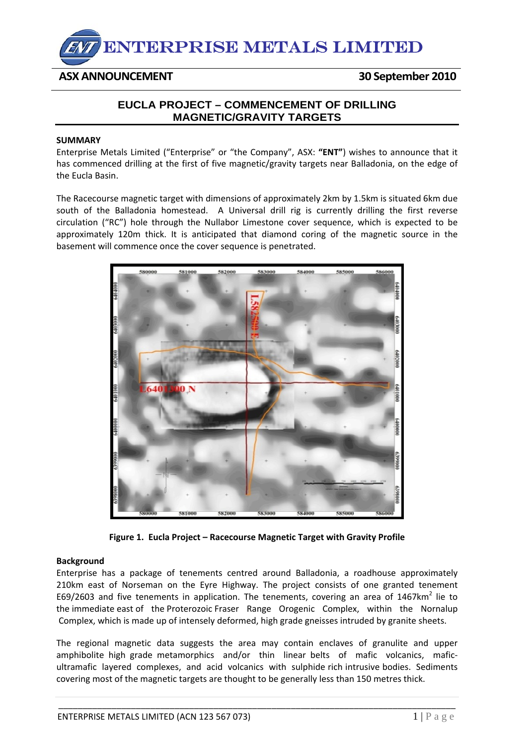# ENTERPRISE METALS LIMITED

**ASX ANNOUNCEMENT** **30 September 2010**

## EUCLA PROJECT – COMMENCEMENT OF DRILLING MAGNETIC/GRAVITY TARGETS

**SUMMARY**

Enterprise Metals Limited ("Enterprise" or "the Company", ASX: **"ENT"**) wishes to announce that it has commenced drilling at the first of five magnetic/gravity targets near Balladonia, on the edge of the Eucla Basin.

The Racecourse magnetic target with dimensions of approximately 2km by 1.5km is situated 6km due south of the Balladonia homestead. A Universal drill rig is currently drilling the first reverse circulation ("RC") hole through the Nullabor Limestone cover sequence, which is expected to be approximately 120m thick. It is anticipated that diamond coring of the magnetic source in the basement will commence once the cover sequence is penetrated.

**Figure 1. Eucla Project – Racecourse Magnetic Target with Gravity Profile**

**Background**

Enterprise has a package of tenements centred around Balladonia, a roadhouse approximately 210km east of Norseman on the Eyre Highway. The project consists of one granted tenement E69/2603 and five tenements in application. The tenements, covering an area of 1467km$^2$ lie to the immediate east of the Proterozoic Fraser Range Orogenic Complex, within the Nornalup Complex, which is made up of intensely deformed, high grade gneisses intruded by granite sheets.

The regional magnetic data suggests the area may contain enclaves of granulite and upper amphibolite high grade metamorphics and/or thin linear belts of mafic volcanics, mafic-ultramafic layered complexes, and acid volcanics with sulphide rich intrusive bodies. Sediments covering most of the magnetic targets are thought to be generally less than 150 metres thick.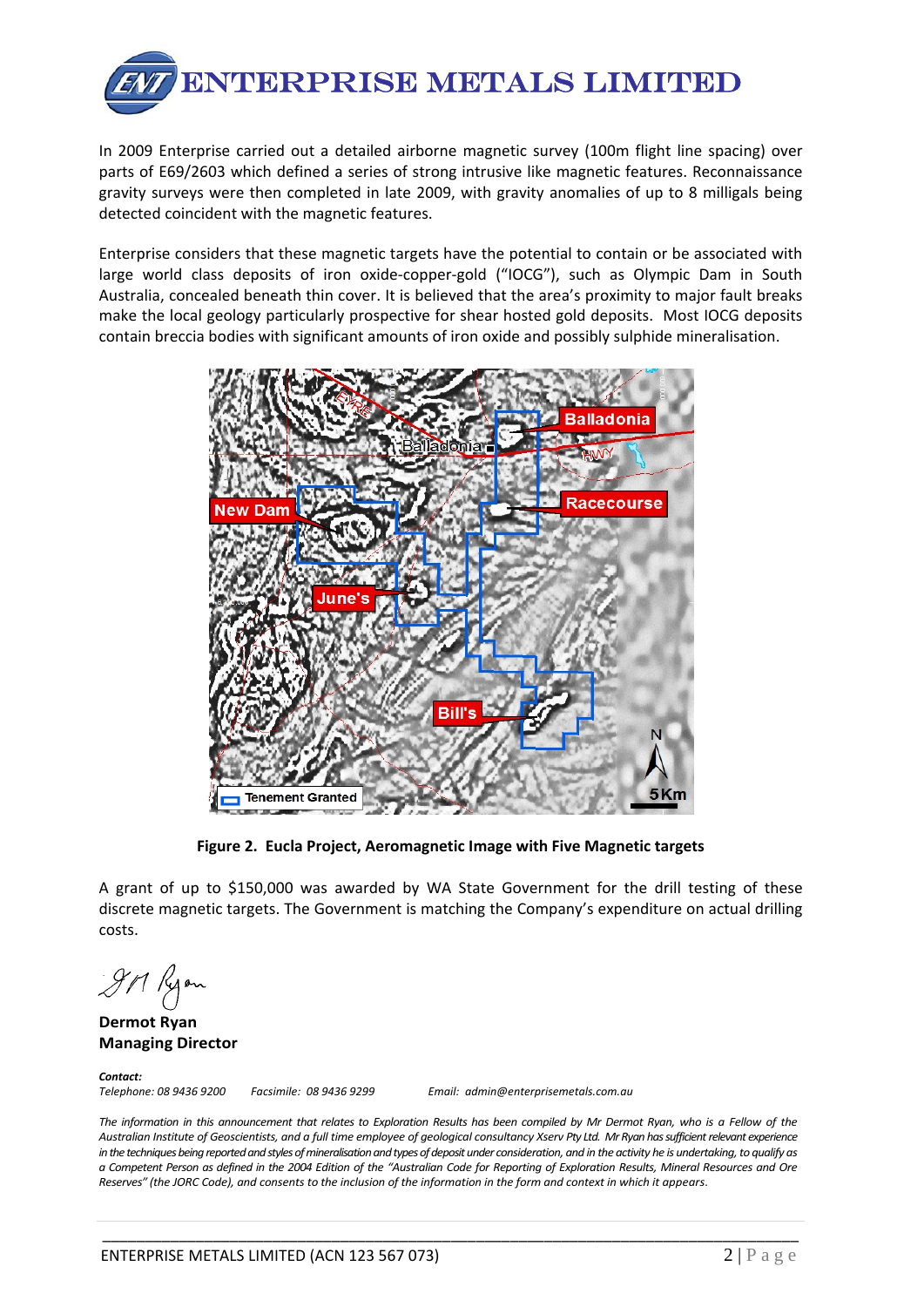In 2009 Enterprise carried out a detailed airborne magnetic survey (100m flight line spacing) over parts of E69/2603 which defined a series of strong intrusive like magnetic features. Reconnaissance gravity surveys were then completed in late 2009, with gravity anomalies of up to 8 milligals being detected coincident with the magnetic features.

Enterprise considers that these magnetic targets have the potential to contain or be associated with large world class deposits of iron oxide-copper-gold ("IOCG"), such as Olympic Dam in South Australia, concealed beneath thin cover. It is believed that the area's proximity to major fault breaks make the local geology particularly prospective for shear hosted gold deposits. Most IOCG deposits contain breccia bodies with significant amounts of iron oxide and possibly sulphide mineralisation.

Balladonia
Racecourse
New Dam
June's
Bill's
Balladonia
EYRE
HWY
Tenement Granted
N
5Km

**Figure 2. Eucla Project, Aeromagnetic Image with Five Magnetic targets**

A grant of up to $150,000 was awarded by WA State Government for the drill testing of these discrete magnetic targets. The Government is matching the Company's expenditure on actual drilling costs.

**Dermot Ryan**
**Managing Director**

***Contact:***
*Telephone: 08 9436 9200 Facsimile: 08 9436 9299 Email: admin@enterprisemetals.com.au*

*The information in this announcement that relates to Exploration Results has been compiled by Mr Dermot Ryan, who is a Fellow of the Australian Institute of Geoscientists, and a full time employee of geological consultancy Xserv Pty Ltd. Mr Ryan has sufficient relevant experience in the techniques being reported and styles of mineralisation and types of deposit under consideration, and in the activity he is undertaking, to qualify as a Competent Person as defined in the 2004 Edition of the "Australian Code for Reporting of Exploration Results, Mineral Resources and Ore Reserves" (the JORC Code), and consents to the inclusion of the information in the form and context in which it appears.*